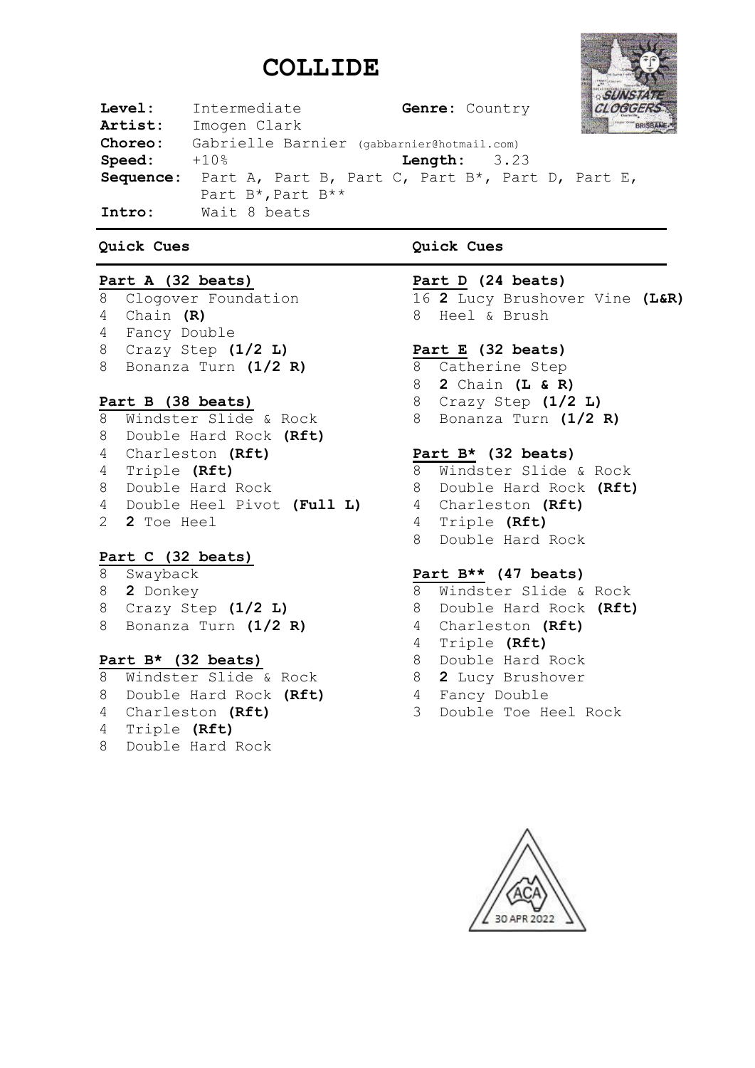# COLLIDE

**Level:** Intermediate **Genre:** Country
**Artist:** Imogen Clark
**Choreo:** Gabrielle Barnier (gabbarnier@hotmail.com)
**Speed:** +10% **Length:** 3.23
**Sequence:** Part A, Part B, Part C, Part B*, Part D, Part E, Part B*, Part B**
**Intro:** Wait 8 beats

### Quick Cues

**Part A (32 beats)**
8 Clogover Foundation
4 Chain **(R)**
4 Fancy Double
8 Crazy Step **(1/2 L)**
8 Bonanza Turn **(1/2 R)**

**Part B (38 beats)**
8 Windster Slide & Rock
8 Double Hard Rock **(Rft)**
4 Charleston **(Rft)**
4 Triple **(Rft)**
8 Double Hard Rock
4 Double Heel Pivot **(Full L)**
2 **2** Toe Heel

**Part C (32 beats)**
8 Swayback
8 **2** Donkey
8 Crazy Step **(1/2 L)**
8 Bonanza Turn **(1/2 R)**

**Part B* (32 beats)**
8 Windster Slide & Rock
8 Double Hard Rock **(Rft)**
4 Charleston **(Rft)**
4 Triple **(Rft)**
8 Double Hard Rock

### Quick Cues

**Part D (24 beats)**
16 **2** Lucy Brushover Vine **(L&R)**
8 Heel & Brush

**Part E (32 beats)**
8 Catherine Step
8 **2** Chain **(L & R)**
8 Crazy Step **(1/2 L)**
8 Bonanza Turn **(1/2 R)**

**Part B* (32 beats)**
8 Windster Slide & Rock
8 Double Hard Rock **(Rft)**
4 Charleston **(Rft)**
4 Triple **(Rft)**
8 Double Hard Rock

**Part B** (47 beats)**
8 Windster Slide & Rock
8 Double Hard Rock **(Rft)**
4 Charleston **(Rft)**
4 Triple **(Rft)**
8 Double Hard Rock
8 **2** Lucy Brushover
4 Fancy Double
3 Double Toe Heel Rock

ACA 30 APR 2022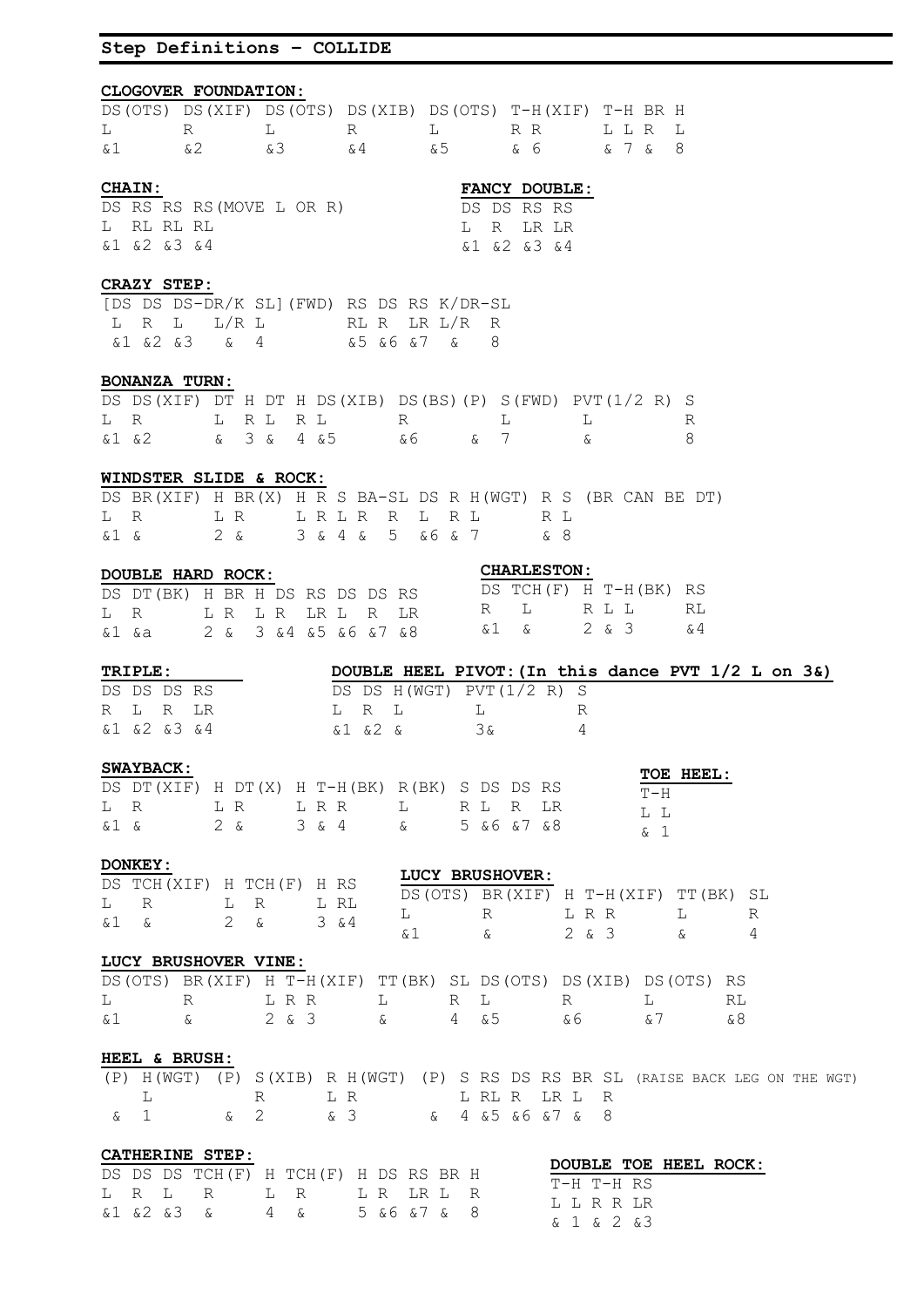## Step Definitions – COLLIDE

**CLOGOVER FOUNDATION:**

```
DS(OTS) DS(XIF) DS(OTS) DS(XIB) DS(OTS) T-H(XIF) T-H BR H
L       R       L       R       L       R R      L L R  L
&1      &2      &3      &4      &5      & 6      & 7 &  8
```

**CHAIN:**

```
DS RS RS RS(MOVE L OR R)
L  RL RL RL
&1 &2 &3 &4
```

**FANCY DOUBLE:**

```
DS DS RS RS
L  R  LR LR
&1 &2 &3 &4
```

**CRAZY STEP:**

```
[DS DS DS-DR/K SL](FWD) RS DS RS K/DR-SL
 L  R  L  L/R L         RL R  LR L/R  R
 &1 &2 &3 &   4         &5 &6 &7 &    8
```

**BONANZA TURN:**

```
DS DS(XIF) DT H DT H DS(XIB) DS(BS)(P) S(FWD) PVT(1/2 R) S
L  R       L  R L  R L       R         L      L          R
&1 &2      &  3 &  4 &5      &6        & 7    &          8
```

**WINDSTER SLIDE & ROCK:**

```
DS BR(XIF) H BR(X) H R S BA-SL DS R H(WGT) R S (BR CAN BE DT)
L  R       L R     L R L R     R  L R L    R L
&1 &       2 &     3 & 4 &     5  &6 & 7   & 8
```

**DOUBLE HARD ROCK:**

```
DS DT(BK) H BR H DS RS DS DS RS
L  R      L R  L R  LR L  R  LR
&1 &a     2 &  3 &4 &5 &6 &7 &8
```

**CHARLESTON:**

```
DS TCH(F) H T-H(BK) RS
R  L      R L L     RL
&1 &      2 & 3     &4
```

**TRIPLE:**

```
DS DS DS RS
R  L  R  LR
&1 &2 &3 &4
```

**DOUBLE HEEL PIVOT: (In this dance PVT 1/2 L on 3&)**

```
DS DS H(WGT) PVT(1/2 R) S
L  R  L      L          R
&1 &2 &      3&         4
```

**SWAYBACK:**

```
DS DT(XIF) H DT(X) H T-H(BK) R(BK) S DS DS RS
L  R       L R     L R R     L     R L  R  LR
&1 &       2 &     3 & 4     &     5 &6 &7 &8
```

**TOE HEEL:**

```
T-H
L L
& 1
```

**DONKEY:**

```
DS TCH(XIF) H TCH(F) H RS
L  R        L R      L RL
&1 &        2 &      3 &4
```

**LUCY BRUSHOVER:**

```
DS(OTS) BR(XIF) H T-H(XIF) TT(BK) SL
L       R       L R R      L      R
&1      &       2 & 3      &      4
```

**LUCY BRUSHOVER VINE:**

```
DS(OTS) BR(XIF) H T-H(XIF) TT(BK) SL DS(OTS) DS(XIB) DS(OTS) RS
L       R       L R R      L      R  L       R       L       RL
&1      &       2 & 3      &      4  &5      &6      &7      &8
```

**HEEL & BRUSH:**

```
(P) H(WGT) (P) S(XIB) R H(WGT) (P) S RS DS RS BR SL (RAISE BACK LEG ON THE WGT)
    L          R      L R          L RL R  LR L  R
 &  1       &  2      & 3       &  4 &5 &6 &7 &  8
```

**CATHERINE STEP:**

```
DS DS DS TCH(F) H TCH(F) H DS RS BR H
L  R  L  R      L R      L R  LR L  R
&1 &2 &3 &      4 &      5 &6 &7 &  8
```

**DOUBLE TOE HEEL ROCK:**

```
T-H T-H RS
L L R R LR
& 1 & 2 &3
```